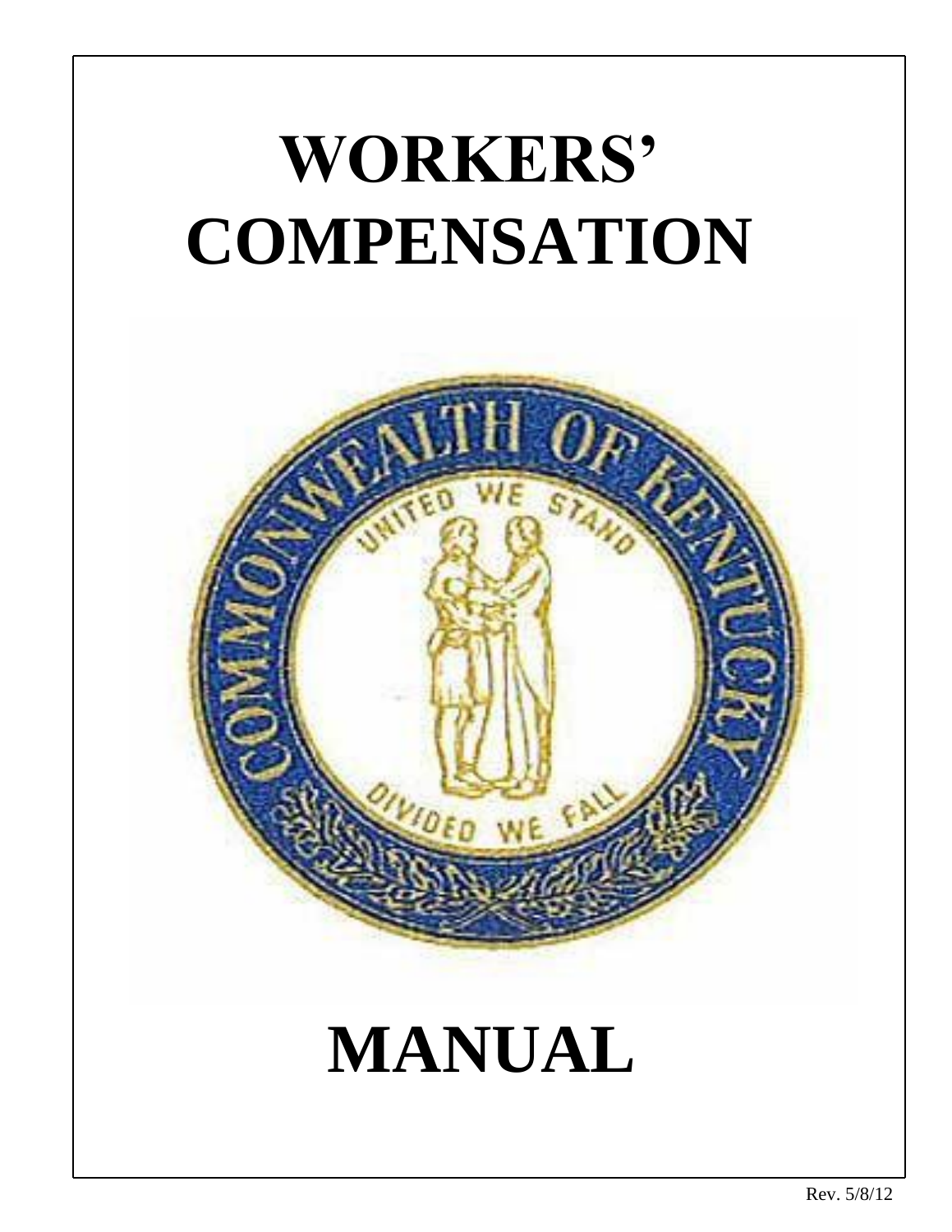# WORKERS' COMPENSATION

# MANUAL

Rev. 5/8/12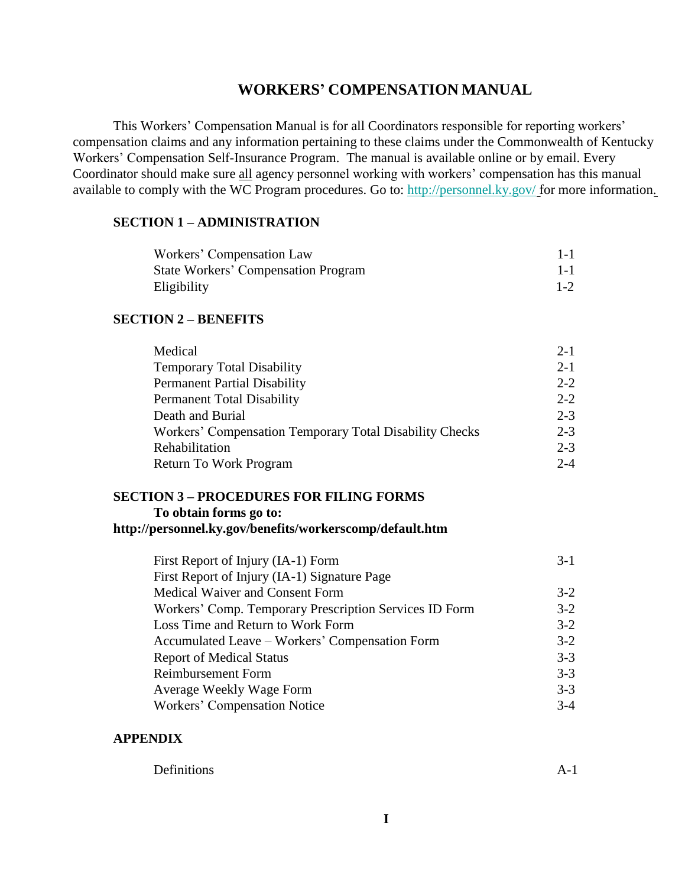# WORKERS' COMPENSATION MANUAL

This Workers' Compensation Manual is for all Coordinators responsible for reporting workers' compensation claims and any information pertaining to these claims under the Commonwealth of Kentucky Workers' Compensation Self-Insurance Program. The manual is available online or by email. Every Coordinator should make sure all agency personnel working with workers' compensation has this manual available to comply with the WC Program procedures. Go to: http://personnel.ky.gov/ for more information.

## SECTION 1 – ADMINISTRATION

| | |
|---|---|
| Workers' Compensation Law | 1-1 |
| State Workers' Compensation Program | 1-1 |
| Eligibility | 1-2 |

## SECTION 2 – BENEFITS

| | |
|---|---|
| Medical | 2-1 |
| Temporary Total Disability | 2-1 |
| Permanent Partial Disability | 2-2 |
| Permanent Total Disability | 2-2 |
| Death and Burial | 2-3 |
| Workers' Compensation Temporary Total Disability Checks | 2-3 |
| Rehabilitation | 2-3 |
| Return To Work Program | 2-4 |

## SECTION 3 – PROCEDURES FOR FILING FORMS

**To obtain forms go to:**
**http://personnel.ky.gov/benefits/workerscomp/default.htm**

| | |
|---|---|
| First Report of Injury (IA-1) Form | 3-1 |
| First Report of Injury (IA-1) Signature Page | |
| Medical Waiver and Consent Form | 3-2 |
| Workers' Comp. Temporary Prescription Services ID Form | 3-2 |
| Loss Time and Return to Work Form | 3-2 |
| Accumulated Leave – Workers' Compensation Form | 3-2 |
| Report of Medical Status | 3-3 |
| Reimbursement Form | 3-3 |
| Average Weekly Wage Form | 3-3 |
| Workers' Compensation Notice | 3-4 |

## APPENDIX

| | |
|---|---|
| Definitions | A-1 |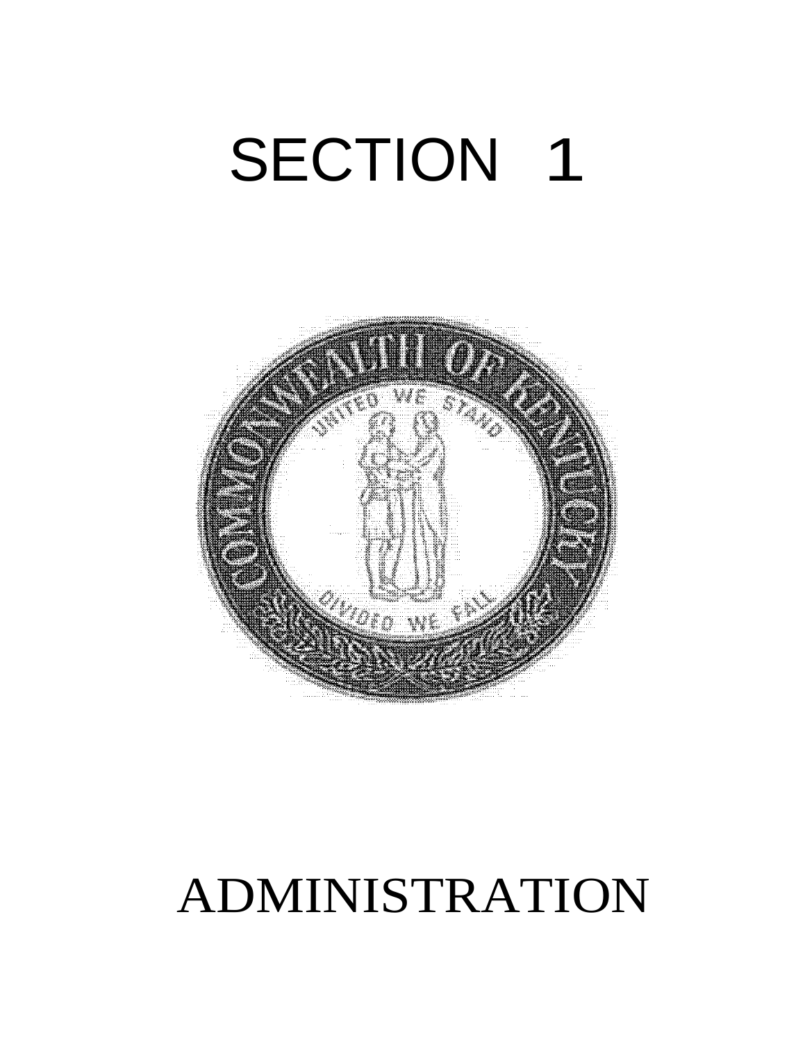# SECTION 1

# ADMINISTRATION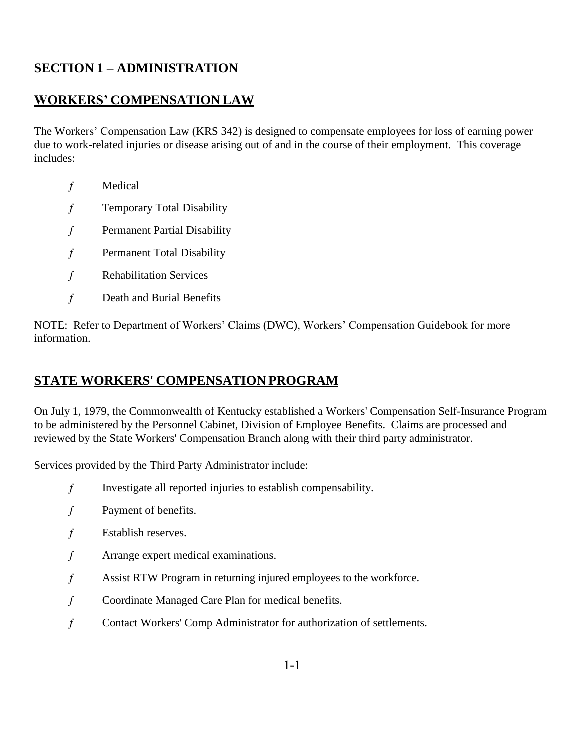# SECTION 1 – ADMINISTRATION

## WORKERS' COMPENSATION LAW

The Workers' Compensation Law (KRS 342) is designed to compensate employees for loss of earning power due to work-related injuries or disease arising out of and in the course of their employment. This coverage includes:

- Medical
- Temporary Total Disability
- Permanent Partial Disability
- Permanent Total Disability
- Rehabilitation Services
- Death and Burial Benefits

NOTE: Refer to Department of Workers' Claims (DWC), Workers' Compensation Guidebook for more information.

## STATE WORKERS' COMPENSATION PROGRAM

On July 1, 1979, the Commonwealth of Kentucky established a Workers' Compensation Self-Insurance Program to be administered by the Personnel Cabinet, Division of Employee Benefits. Claims are processed and reviewed by the State Workers' Compensation Branch along with their third party administrator.

Services provided by the Third Party Administrator include:

- Investigate all reported injuries to establish compensability.
- Payment of benefits.
- Establish reserves.
- Arrange expert medical examinations.
- Assist RTW Program in returning injured employees to the workforce.
- Coordinate Managed Care Plan for medical benefits.
- Contact Workers' Comp Administrator for authorization of settlements.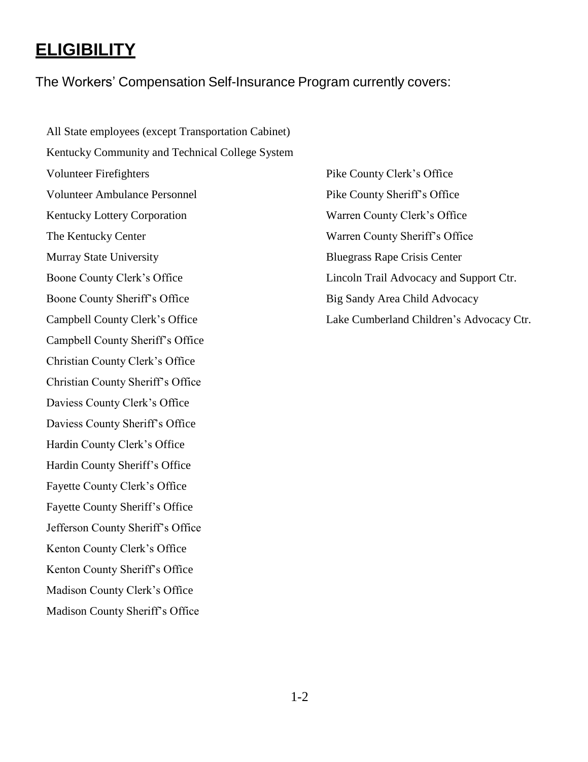# ELIGIBILITY

The Workers' Compensation Self-Insurance Program currently covers:

All State employees (except Transportation Cabinet)
Kentucky Community and Technical College System
Volunteer Firefighters
Volunteer Ambulance Personnel
Kentucky Lottery Corporation
The Kentucky Center
Murray State University
Boone County Clerk's Office
Boone County Sheriff's Office
Campbell County Clerk's Office
Campbell County Sheriff's Office
Christian County Clerk's Office
Christian County Sheriff's Office
Daviess County Clerk's Office
Daviess County Sheriff's Office
Hardin County Clerk's Office
Hardin County Sheriff's Office
Fayette County Clerk's Office
Fayette County Sheriff's Office
Jefferson County Sheriff's Office
Kenton County Clerk's Office
Kenton County Sheriff's Office
Madison County Clerk's Office
Madison County Sheriff's Office
Pike County Clerk's Office
Pike County Sheriff's Office
Warren County Clerk's Office
Warren County Sheriff's Office
Bluegrass Rape Crisis Center
Lincoln Trail Advocacy and Support Ctr.
Big Sandy Area Child Advocacy
Lake Cumberland Children's Advocacy Ctr.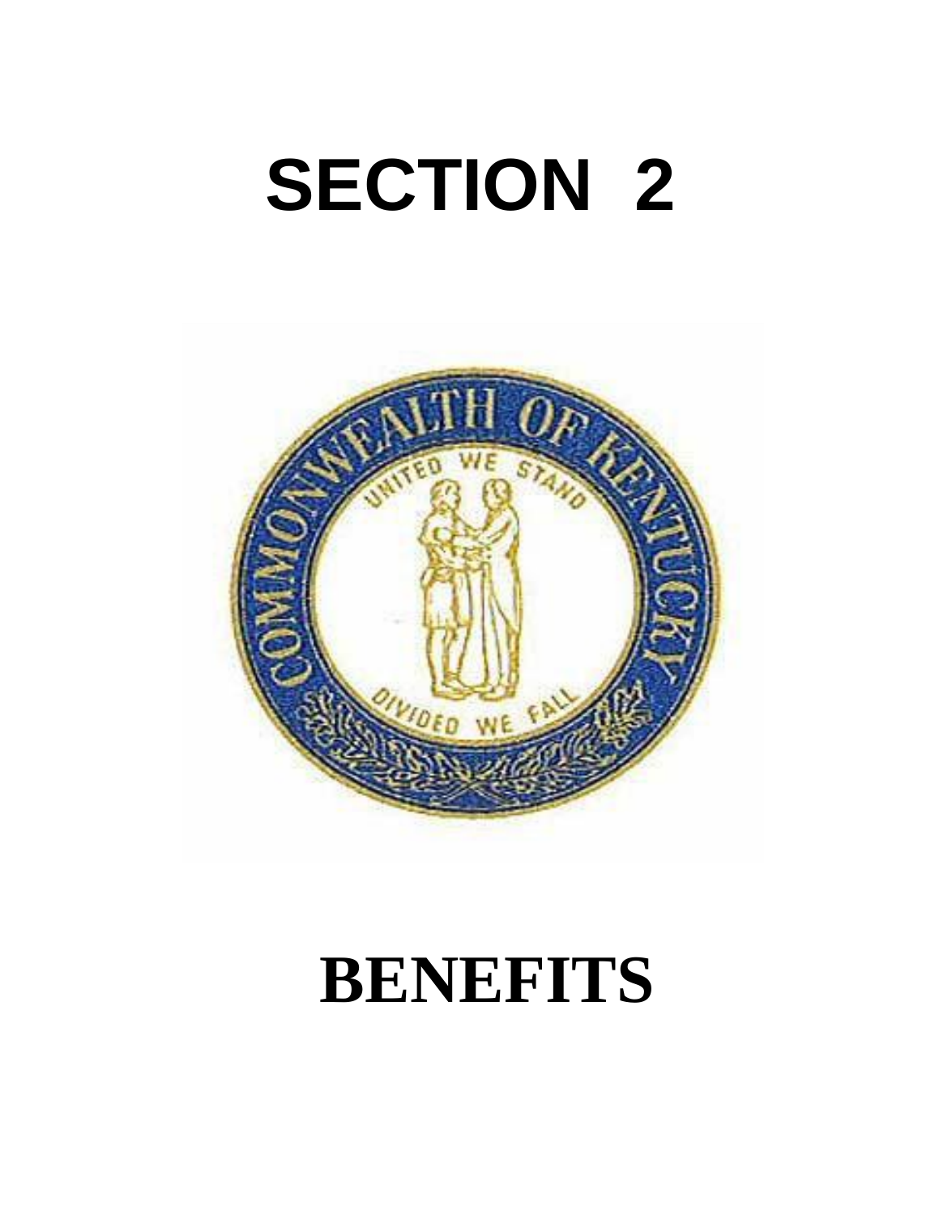# SECTION 2

# BENEFITS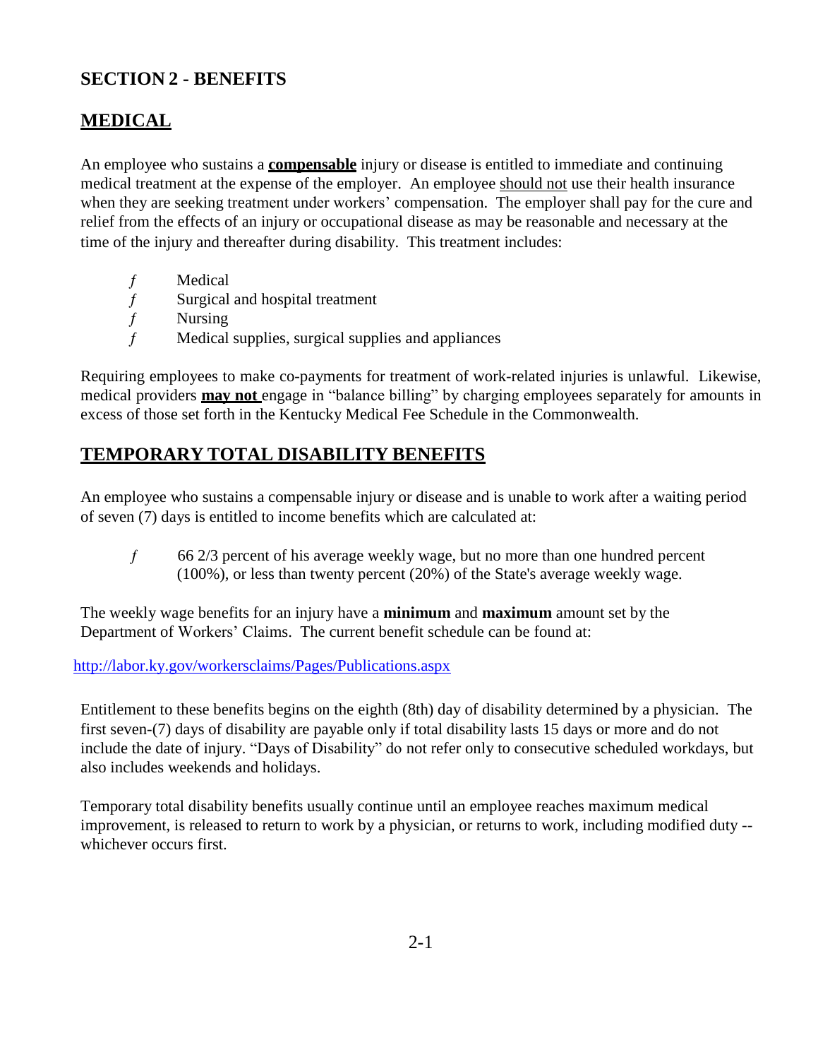## SECTION 2 - BENEFITS

### MEDICAL

An employee who sustains a **compensable** injury or disease is entitled to immediate and continuing medical treatment at the expense of the employer. An employee should not use their health insurance when they are seeking treatment under workers' compensation. The employer shall pay for the cure and relief from the effects of an injury or occupational disease as may be reasonable and necessary at the time of the injury and thereafter during disability. This treatment includes:

- Medical
- Surgical and hospital treatment
- Nursing
- Medical supplies, surgical supplies and appliances

Requiring employees to make co-payments for treatment of work-related injuries is unlawful. Likewise, medical providers **may not** engage in "balance billing" by charging employees separately for amounts in excess of those set forth in the Kentucky Medical Fee Schedule in the Commonwealth.

### TEMPORARY TOTAL DISABILITY BENEFITS

An employee who sustains a compensable injury or disease and is unable to work after a waiting period of seven (7) days is entitled to income benefits which are calculated at:

- 66 2/3 percent of his average weekly wage, but no more than one hundred percent (100%), or less than twenty percent (20%) of the State's average weekly wage.

The weekly wage benefits for an injury have a **minimum** and **maximum** amount set by the Department of Workers' Claims. The current benefit schedule can be found at:

http://labor.ky.gov/workersclaims/Pages/Publications.aspx

Entitlement to these benefits begins on the eighth (8th) day of disability determined by a physician. The first seven-(7) days of disability are payable only if total disability lasts 15 days or more and do not include the date of injury. "Days of Disability" do not refer only to consecutive scheduled workdays, but also includes weekends and holidays.

Temporary total disability benefits usually continue until an employee reaches maximum medical improvement, is released to return to work by a physician, or returns to work, including modified duty -- whichever occurs first.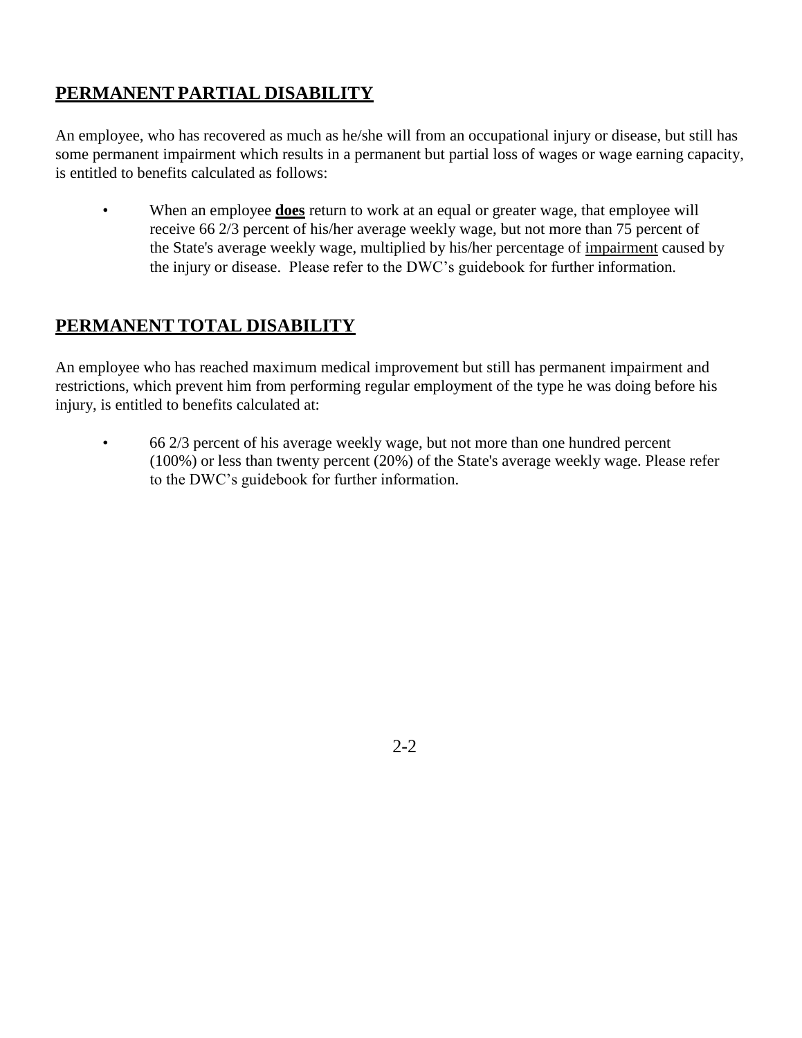## PERMANENT PARTIAL DISABILITY

An employee, who has recovered as much as he/she will from an occupational injury or disease, but still has some permanent impairment which results in a permanent but partial loss of wages or wage earning capacity, is entitled to benefits calculated as follows:

- When an employee **does** return to work at an equal or greater wage, that employee will receive 66 2/3 percent of his/her average weekly wage, but not more than 75 percent of the State's average weekly wage, multiplied by his/her percentage of impairment caused by the injury or disease. Please refer to the DWC's guidebook for further information.

## PERMANENT TOTAL DISABILITY

An employee who has reached maximum medical improvement but still has permanent impairment and restrictions, which prevent him from performing regular employment of the type he was doing before his injury, is entitled to benefits calculated at:

- 66 2/3 percent of his average weekly wage, but not more than one hundred percent (100%) or less than twenty percent (20%) of the State's average weekly wage. Please refer to the DWC's guidebook for further information.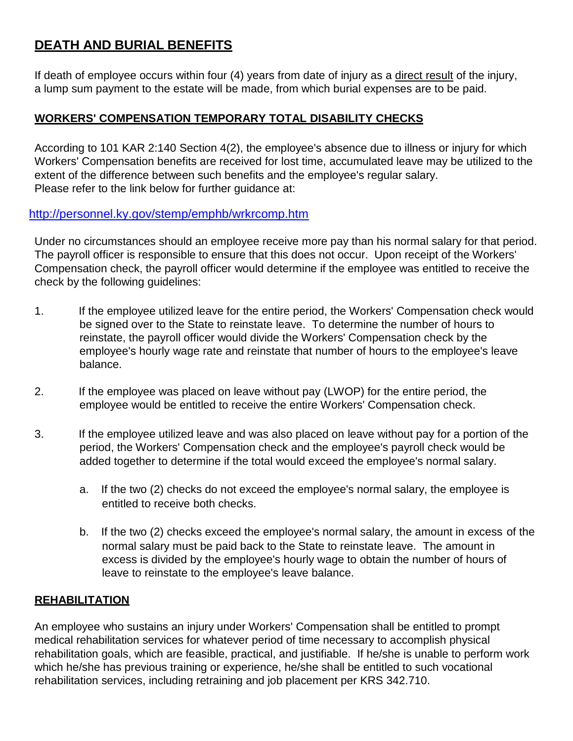## DEATH AND BURIAL BENEFITS

If death of employee occurs within four (4) years from date of injury as a direct result of the injury, a lump sum payment to the estate will be made, from which burial expenses are to be paid.

### WORKERS' COMPENSATION TEMPORARY TOTAL DISABILITY CHECKS

According to 101 KAR 2:140 Section 4(2), the employee's absence due to illness or injury for which Workers' Compensation benefits are received for lost time, accumulated leave may be utilized to the extent of the difference between such benefits and the employee's regular salary.
Please refer to the link below for further guidance at:

http://personnel.ky.gov/stemp/emphb/wrkrcomp.htm

Under no circumstances should an employee receive more pay than his normal salary for that period. The payroll officer is responsible to ensure that this does not occur. Upon receipt of the Workers' Compensation check, the payroll officer would determine if the employee was entitled to receive the check by the following guidelines:

1. If the employee utilized leave for the entire period, the Workers' Compensation check would be signed over to the State to reinstate leave. To determine the number of hours to reinstate, the payroll officer would divide the Workers' Compensation check by the employee's hourly wage rate and reinstate that number of hours to the employee's leave balance.

2. If the employee was placed on leave without pay (LWOP) for the entire period, the employee would be entitled to receive the entire Workers' Compensation check.

3. If the employee utilized leave and was also placed on leave without pay for a portion of the period, the Workers' Compensation check and the employee's payroll check would be added together to determine if the total would exceed the employee's normal salary.

   a. If the two (2) checks do not exceed the employee's normal salary, the employee is entitled to receive both checks.

   b. If the two (2) checks exceed the employee's normal salary, the amount in excess of the normal salary must be paid back to the State to reinstate leave. The amount in excess is divided by the employee's hourly wage to obtain the number of hours of leave to reinstate to the employee's leave balance.

### REHABILITATION

An employee who sustains an injury under Workers' Compensation shall be entitled to prompt medical rehabilitation services for whatever period of time necessary to accomplish physical rehabilitation goals, which are feasible, practical, and justifiable. If he/she is unable to perform work which he/she has previous training or experience, he/she shall be entitled to such vocational rehabilitation services, including retraining and job placement per KRS 342.710.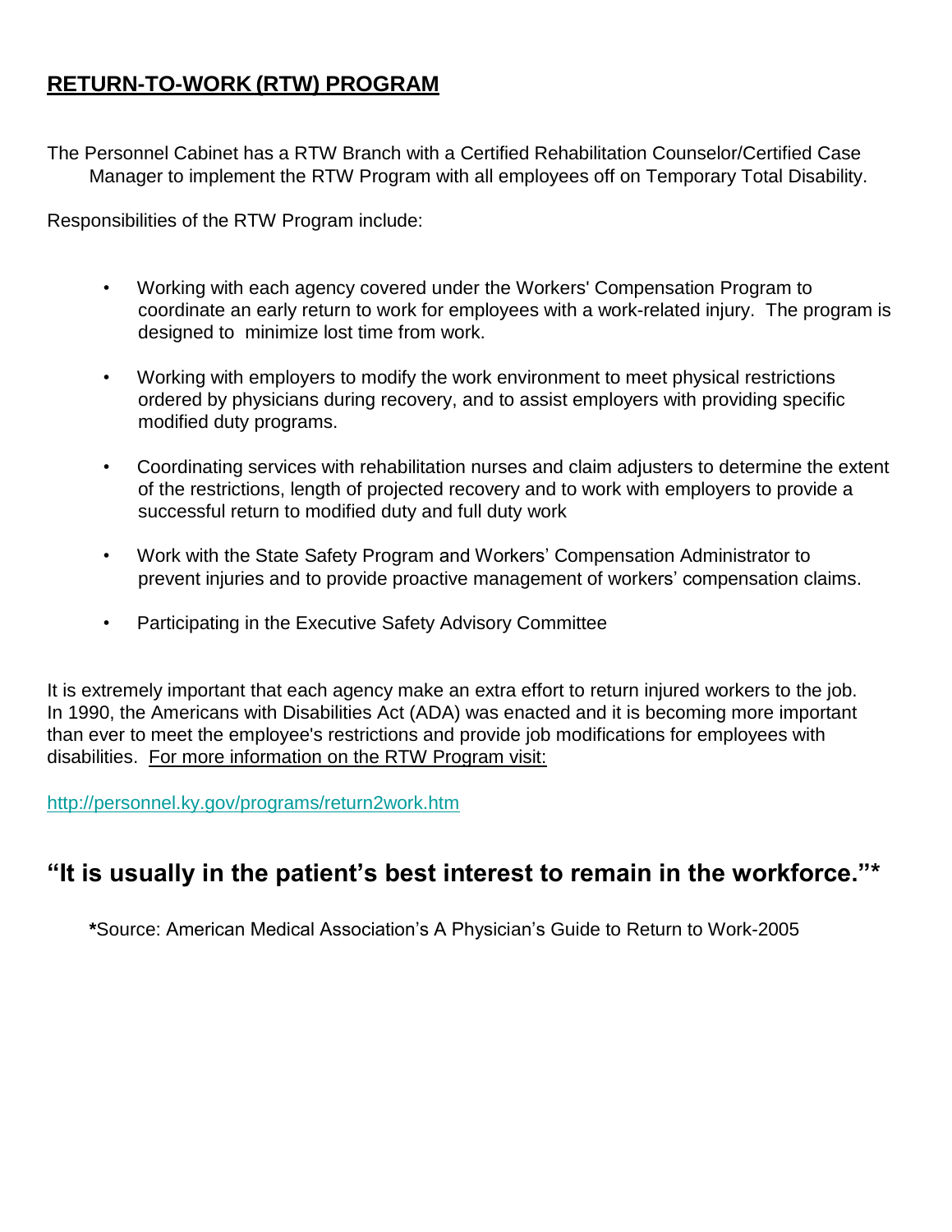# RETURN-TO-WORK (RTW) PROGRAM

The Personnel Cabinet has a RTW Branch with a Certified Rehabilitation Counselor/Certified Case Manager to implement the RTW Program with all employees off on Temporary Total Disability.

Responsibilities of the RTW Program include:

- Working with each agency covered under the Workers' Compensation Program to coordinate an early return to work for employees with a work-related injury. The program is designed to minimize lost time from work.
- Working with employers to modify the work environment to meet physical restrictions ordered by physicians during recovery, and to assist employers with providing specific modified duty programs.
- Coordinating services with rehabilitation nurses and claim adjusters to determine the extent of the restrictions, length of projected recovery and to work with employers to provide a successful return to modified duty and full duty work
- Work with the State Safety Program and Workers' Compensation Administrator to prevent injuries and to provide proactive management of workers' compensation claims.
- Participating in the Executive Safety Advisory Committee

It is extremely important that each agency make an extra effort to return injured workers to the job. In 1990, the Americans with Disabilities Act (ADA) was enacted and it is becoming more important than ever to meet the employee's restrictions and provide job modifications for employees with disabilities. For more information on the RTW Program visit:

http://personnel.ky.gov/programs/return2work.htm

## "It is usually in the patient's best interest to remain in the workforce."*

**\***Source: American Medical Association's A Physician's Guide to Return to Work-2005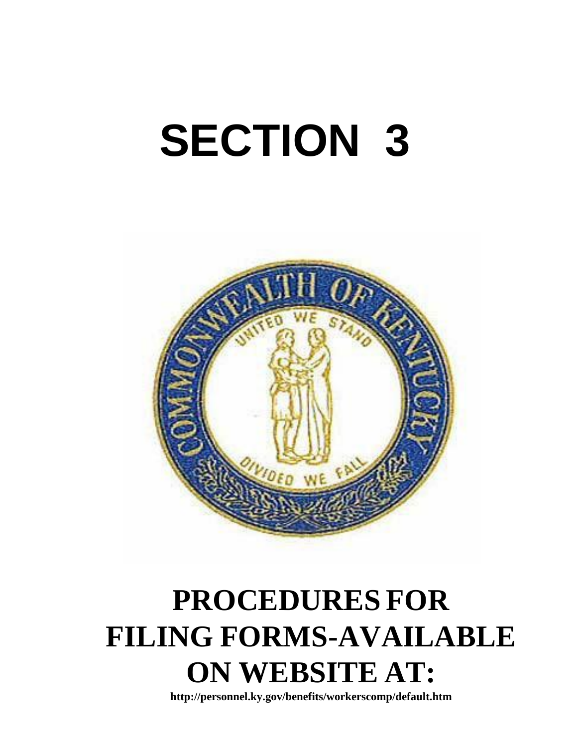# SECTION 3

# PROCEDURES FOR FILING FORMS-AVAILABLE ON WEBSITE AT:

**http://personnel.ky.gov/benefits/workerscomp/default.htm**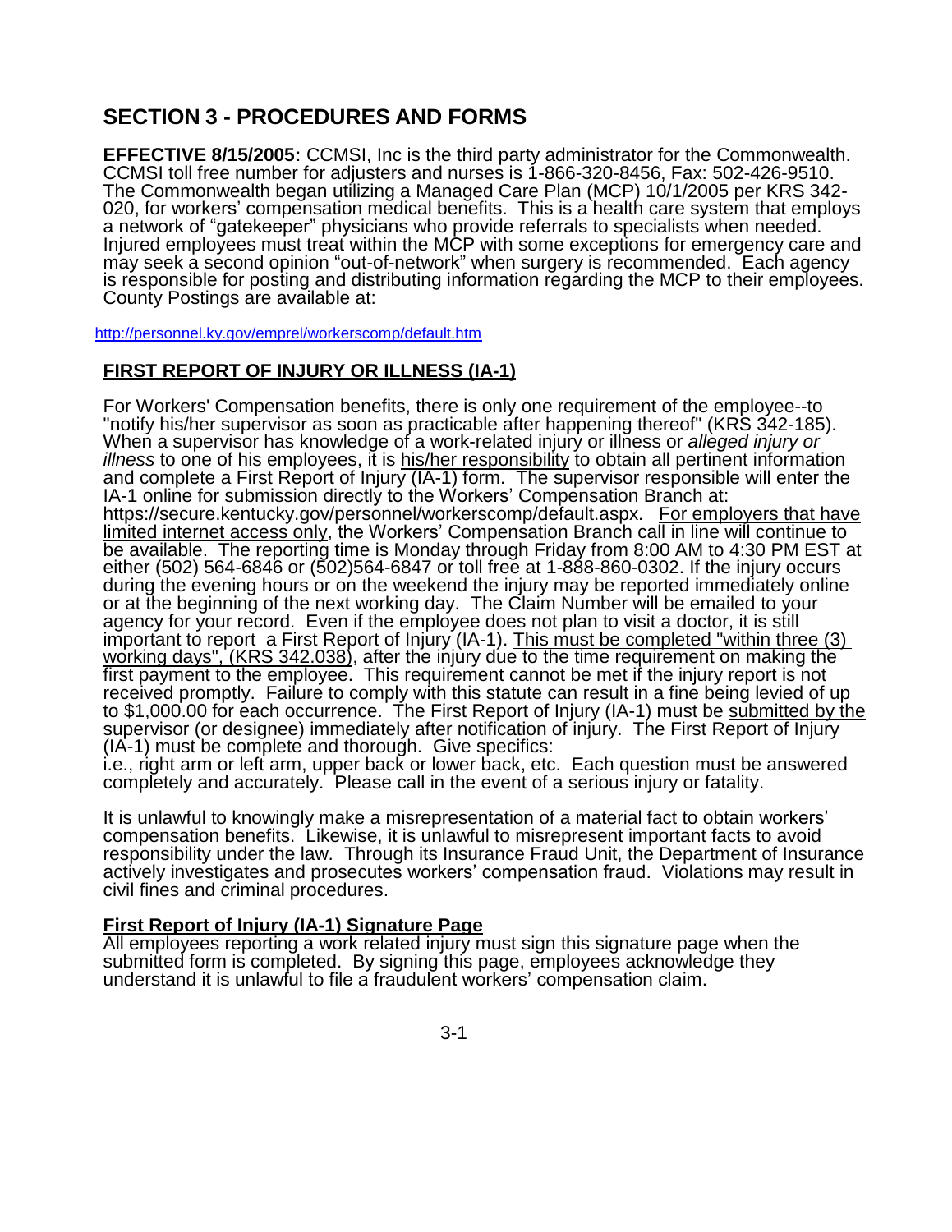# SECTION 3 - PROCEDURES AND FORMS

**EFFECTIVE 8/15/2005:** CCMSI, Inc is the third party administrator for the Commonwealth. CCMSI toll free number for adjusters and nurses is 1-866-320-8456, Fax: 502-426-9510. The Commonwealth began utilizing a Managed Care Plan (MCP) 10/1/2005 per KRS 342-020, for workers' compensation medical benefits. This is a health care system that employs a network of "gatekeeper" physicians who provide referrals to specialists when needed. Injured employees must treat within the MCP with some exceptions for emergency care and may seek a second opinion "out-of-network" when surgery is recommended. Each agency is responsible for posting and distributing information regarding the MCP to their employees. County Postings are available at:

http://personnel.ky.gov/emprel/workerscomp/default.htm

## FIRST REPORT OF INJURY OR ILLNESS (IA-1)

For Workers' Compensation benefits, there is only one requirement of the employee--to "notify his/her supervisor as soon as practicable after happening thereof" (KRS 342-185). When a supervisor has knowledge of a work-related injury or illness or *alleged injury or illness* to one of his employees, it is his/her responsibility to obtain all pertinent information and complete a First Report of Injury (IA-1) form. The supervisor responsible will enter the IA-1 online for submission directly to the Workers' Compensation Branch at: https://secure.kentucky.gov/personnel/workerscomp/default.aspx. For employers that have limited internet access only, the Workers' Compensation Branch call in line will continue to be available. The reporting time is Monday through Friday from 8:00 AM to 4:30 PM EST at either (502) 564-6846 or (502)564-6847 or toll free at 1-888-860-0302. If the injury occurs during the evening hours or on the weekend the injury may be reported immediately online or at the beginning of the next working day. The Claim Number will be emailed to your agency for your record. Even if the employee does not plan to visit a doctor, it is still important to report a First Report of Injury (IA-1). This must be completed "within three (3) working days", (KRS 342.038), after the injury due to the time requirement on making the first payment to the employee. This requirement cannot be met if the injury report is not received promptly. Failure to comply with this statute can result in a fine being levied of up to $1,000.00 for each occurrence. The First Report of Injury (IA-1) must be submitted by the supervisor (or designee) immediately after notification of injury. The First Report of Injury (IA-1) must be complete and thorough. Give specifics:
i.e., right arm or left arm, upper back or lower back, etc. Each question must be answered completely and accurately. Please call in the event of a serious injury or fatality.

It is unlawful to knowingly make a misrepresentation of a material fact to obtain workers' compensation benefits. Likewise, it is unlawful to misrepresent important facts to avoid responsibility under the law. Through its Insurance Fraud Unit, the Department of Insurance actively investigates and prosecutes workers' compensation fraud. Violations may result in civil fines and criminal procedures.

### First Report of Injury (IA-1) Signature Page

All employees reporting a work related injury must sign this signature page when the submitted form is completed. By signing this page, employees acknowledge they understand it is unlawful to file a fraudulent workers' compensation claim.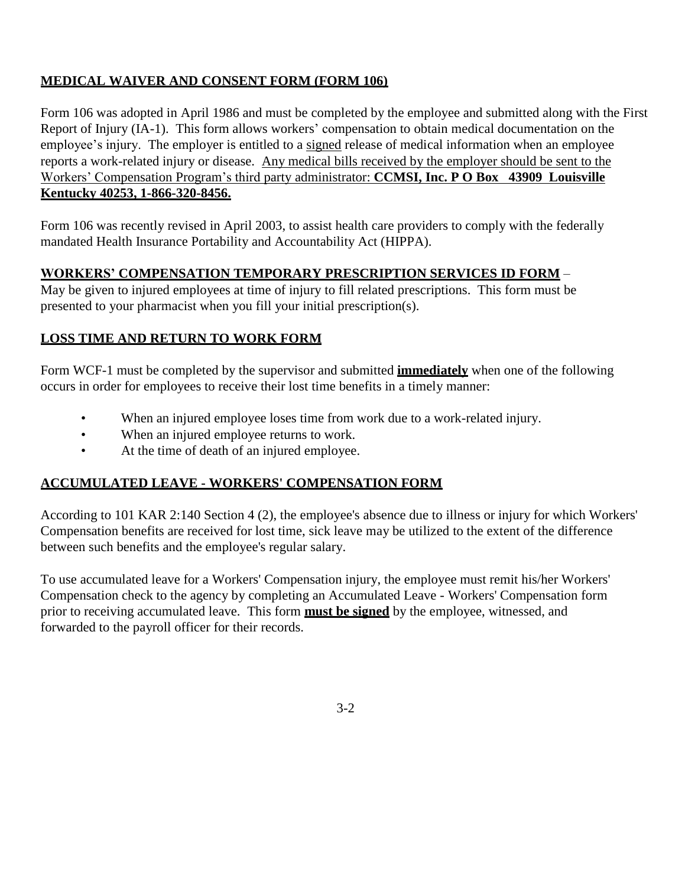## MEDICAL WAIVER AND CONSENT FORM (FORM 106)

Form 106 was adopted in April 1986 and must be completed by the employee and submitted along with the First Report of Injury (IA-1). This form allows workers' compensation to obtain medical documentation on the employee's injury. The employer is entitled to a signed release of medical information when an employee reports a work-related injury or disease. Any medical bills received by the employer should be sent to the Workers' Compensation Program's third party administrator: **CCMSI, Inc. P O Box 43909 Louisville Kentucky 40253, 1-866-320-8456.**

Form 106 was recently revised in April 2003, to assist health care providers to comply with the federally mandated Health Insurance Portability and Accountability Act (HIPPA).

**WORKERS' COMPENSATION TEMPORARY PRESCRIPTION SERVICES ID FORM** – May be given to injured employees at time of injury to fill related prescriptions. This form must be presented to your pharmacist when you fill your initial prescription(s).

## LOSS TIME AND RETURN TO WORK FORM

Form WCF-1 must be completed by the supervisor and submitted **immediately** when one of the following occurs in order for employees to receive their lost time benefits in a timely manner:

- When an injured employee loses time from work due to a work-related injury.
- When an injured employee returns to work.
- At the time of death of an injured employee.

## ACCUMULATED LEAVE - WORKERS' COMPENSATION FORM

According to 101 KAR 2:140 Section 4 (2), the employee's absence due to illness or injury for which Workers' Compensation benefits are received for lost time, sick leave may be utilized to the extent of the difference between such benefits and the employee's regular salary.

To use accumulated leave for a Workers' Compensation injury, the employee must remit his/her Workers' Compensation check to the agency by completing an Accumulated Leave - Workers' Compensation form prior to receiving accumulated leave. This form **must be signed** by the employee, witnessed, and forwarded to the payroll officer for their records.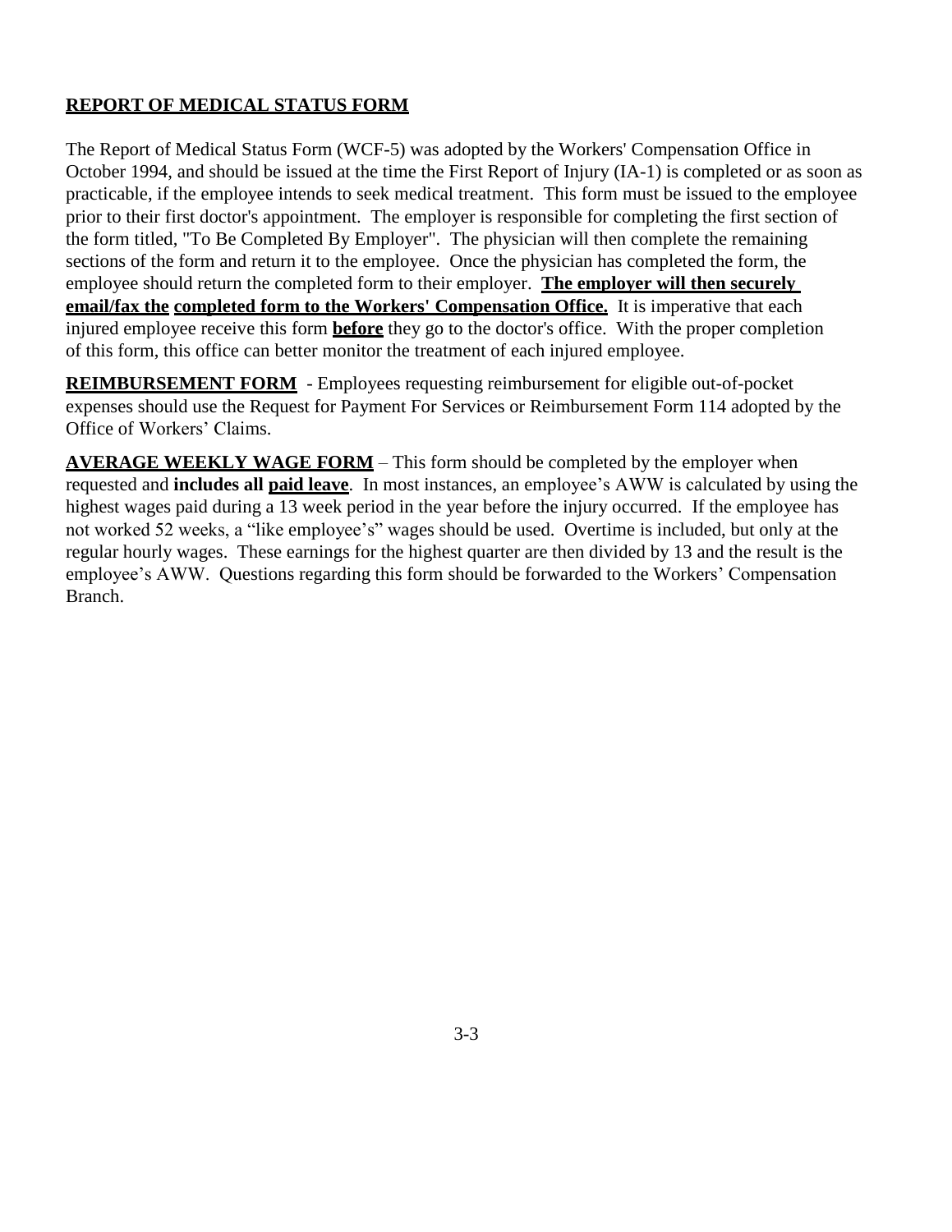## REPORT OF MEDICAL STATUS FORM

The Report of Medical Status Form (WCF-5) was adopted by the Workers' Compensation Office in October 1994, and should be issued at the time the First Report of Injury (IA-1) is completed or as soon as practicable, if the employee intends to seek medical treatment. This form must be issued to the employee prior to their first doctor's appointment. The employer is responsible for completing the first section of the form titled, "To Be Completed By Employer". The physician will then complete the remaining sections of the form and return it to the employee. Once the physician has completed the form, the employee should return the completed form to their employer. **The employer will then securely email/fax the completed form to the Workers' Compensation Office.** It is imperative that each injured employee receive this form **before** they go to the doctor's office. With the proper completion of this form, this office can better monitor the treatment of each injured employee.

**REIMBURSEMENT FORM** - Employees requesting reimbursement for eligible out-of-pocket expenses should use the Request for Payment For Services or Reimbursement Form 114 adopted by the Office of Workers' Claims.

**AVERAGE WEEKLY WAGE FORM** – This form should be completed by the employer when requested and **includes all paid leave**. In most instances, an employee's AWW is calculated by using the highest wages paid during a 13 week period in the year before the injury occurred. If the employee has not worked 52 weeks, a "like employee's" wages should be used. Overtime is included, but only at the regular hourly wages. These earnings for the highest quarter are then divided by 13 and the result is the employee's AWW. Questions regarding this form should be forwarded to the Workers' Compensation Branch.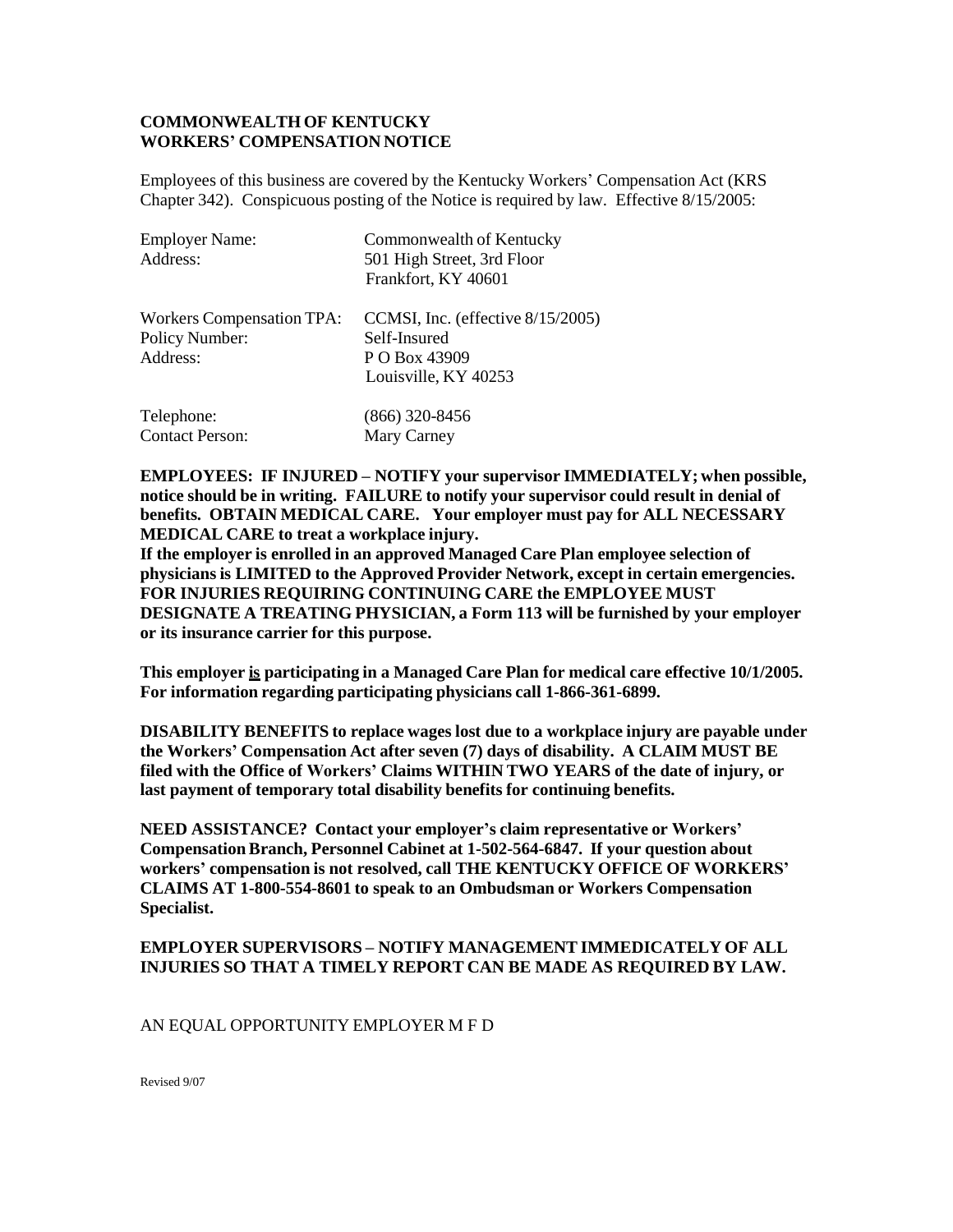**COMMONWEALTH OF KENTUCKY**
**WORKERS' COMPENSATION NOTICE**

Employees of this business are covered by the Kentucky Workers' Compensation Act (KRS Chapter 342). Conspicuous posting of the Notice is required by law. Effective 8/15/2005:

| | |
|---|---|
| Employer Name: | Commonwealth of Kentucky |
| Address: | 501 High Street, 3rd Floor<br>Frankfort, KY 40601 |
| Workers Compensation TPA: | CCMSI, Inc. (effective 8/15/2005) |
| Policy Number: | Self-Insured |
| Address: | P O Box 43909<br>Louisville, KY 40253 |
| Telephone: | (866) 320-8456 |
| Contact Person: | Mary Carney |

**EMPLOYEES: IF INJURED – NOTIFY your supervisor IMMEDIATELY; when possible, notice should be in writing. FAILURE to notify your supervisor could result in denial of benefits. OBTAIN MEDICAL CARE. Your employer must pay for ALL NECESSARY MEDICAL CARE to treat a workplace injury.**
**If the employer is enrolled in an approved Managed Care Plan employee selection of physicians is LIMITED to the Approved Provider Network, except in certain emergencies. FOR INJURIES REQUIRING CONTINUING CARE the EMPLOYEE MUST DESIGNATE A TREATING PHYSICIAN, a Form 113 will be furnished by your employer or its insurance carrier for this purpose.**

**This employer <u>is</u> participating in a Managed Care Plan for medical care effective 10/1/2005. For information regarding participating physicians call 1-866-361-6899.**

**DISABILITY BENEFITS to replace wages lost due to a workplace injury are payable under the Workers' Compensation Act after seven (7) days of disability. A CLAIM MUST BE filed with the Office of Workers' Claims WITHIN TWO YEARS of the date of injury, or last payment of temporary total disability benefits for continuing benefits.**

**NEED ASSISTANCE? Contact your employer's claim representative or Workers' Compensation Branch, Personnel Cabinet at 1-502-564-6847. If your question about workers' compensation is not resolved, call THE KENTUCKY OFFICE OF WORKERS' CLAIMS AT 1-800-554-8601 to speak to an Ombudsman or Workers Compensation Specialist.**

**EMPLOYER SUPERVISORS – NOTIFY MANAGEMENT IMMEDICATELY OF ALL INJURIES SO THAT A TIMELY REPORT CAN BE MADE AS REQUIRED BY LAW.**

AN EQUAL OPPORTUNITY EMPLOYER M F D

Revised 9/07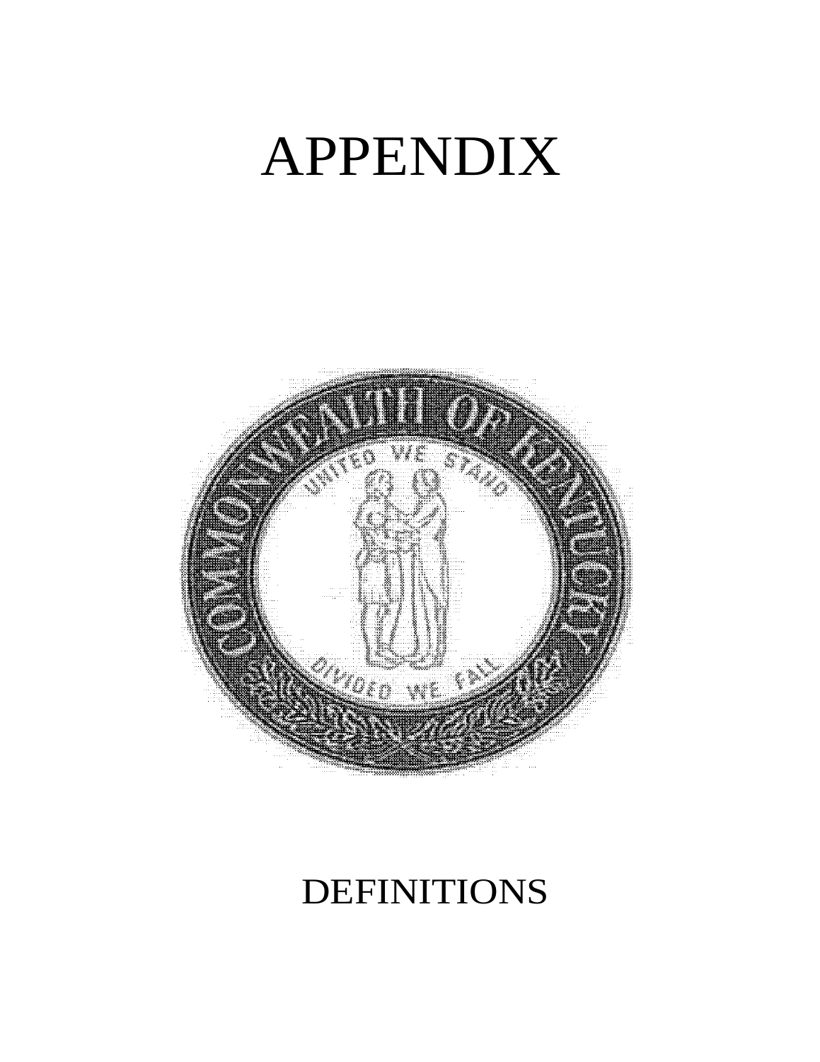# APPENDIX

# DEFINITIONS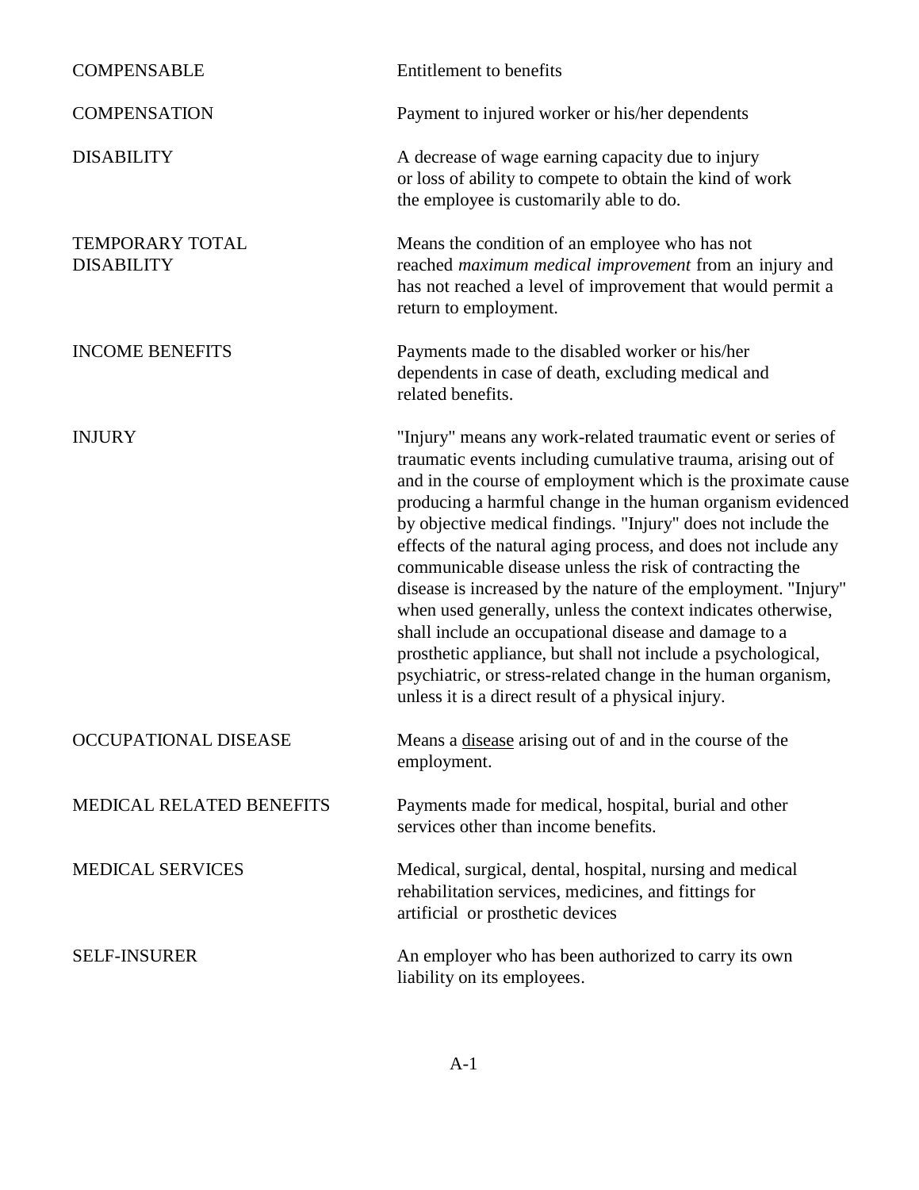| | |
|---|---|
| COMPENSABLE | Entitlement to benefits |
| COMPENSATION | Payment to injured worker or his/her dependents |
| DISABILITY | A decrease of wage earning capacity due to injury or loss of ability to compete to obtain the kind of work the employee is customarily able to do. |
| TEMPORARY TOTAL DISABILITY | Means the condition of an employee who has not reached *maximum medical improvement* from an injury and has not reached a level of improvement that would permit a return to employment. |
| INCOME BENEFITS | Payments made to the disabled worker or his/her dependents in case of death, excluding medical and related benefits. |
| INJURY | "Injury" means any work-related traumatic event or series of traumatic events including cumulative trauma, arising out of and in the course of employment which is the proximate cause producing a harmful change in the human organism evidenced by objective medical findings. "Injury" does not include the effects of the natural aging process, and does not include any communicable disease unless the risk of contracting the disease is increased by the nature of the employment. "Injury" when used generally, unless the context indicates otherwise, shall include an occupational disease and damage to a prosthetic appliance, but shall not include a psychological, psychiatric, or stress-related change in the human organism, unless it is a direct result of a physical injury. |
| OCCUPATIONAL DISEASE | Means a <u>disease</u> arising out of and in the course of the employment. |
| MEDICAL RELATED BENEFITS | Payments made for medical, hospital, burial and other services other than income benefits. |
| MEDICAL SERVICES | Medical, surgical, dental, hospital, nursing and medical rehabilitation services, medicines, and fittings for artificial or prosthetic devices |
| SELF-INSURER | An employer who has been authorized to carry its own liability on its employees. |